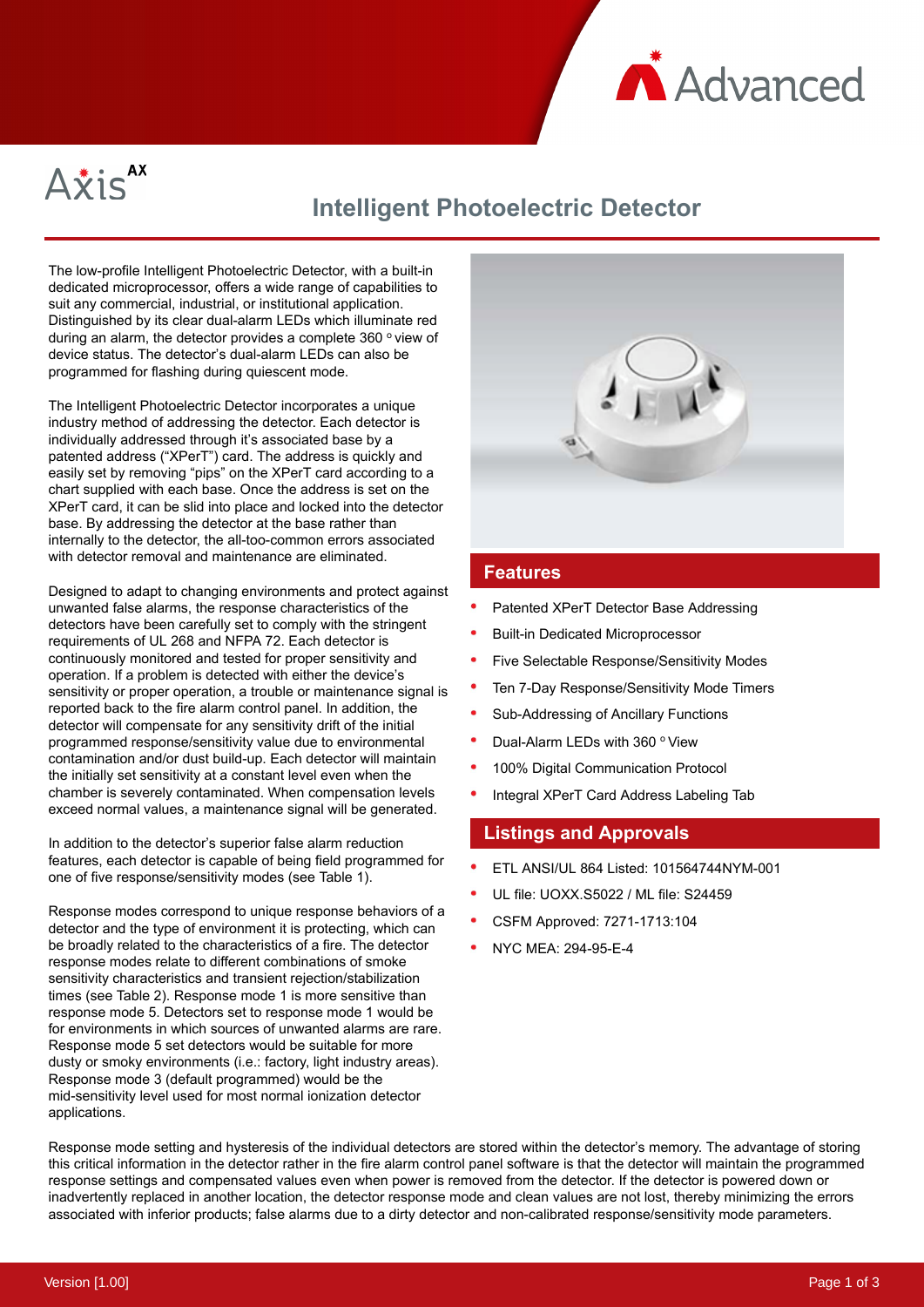Axis AX

# Intelligent Photoelectric Detector

The low-profile Intelligent Photoelectric Detector, with a built-in dedicated microprocessor, offers a wide range of capabilities to suit any commercial, industrial, or institutional application. Distinguished by its clear dual-alarm LEDs which illuminate red during an alarm, the detector provides a complete 360 ° view of device status. The detector's dual-alarm LEDs can also be programmed for flashing during quiescent mode.

The Intelligent Photoelectric Detector incorporates a unique industry method of addressing the detector. Each detector is individually addressed through it's associated base by a patented address ("XPerT") card. The address is quickly and easily set by removing "pips" on the XPerT card according to a chart supplied with each base. Once the address is set on the XPerT card, it can be slid into place and locked into the detector base. By addressing the detector at the base rather than internally to the detector, the all-too-common errors associated with detector removal and maintenance are eliminated.

Designed to adapt to changing environments and protect against unwanted false alarms, the response characteristics of the detectors have been carefully set to comply with the stringent requirements of UL 268 and NFPA 72. Each detector is continuously monitored and tested for proper sensitivity and operation. If a problem is detected with either the device's sensitivity or proper operation, a trouble or maintenance signal is reported back to the fire alarm control panel. In addition, the detector will compensate for any sensitivity drift of the initial programmed response/sensitivity value due to environmental contamination and/or dust build-up. Each detector will maintain the initially set sensitivity at a constant level even when the chamber is severely contaminated. When compensation levels exceed normal values, a maintenance signal will be generated.

In addition to the detector's superior false alarm reduction features, each detector is capable of being field programmed for one of five response/sensitivity modes (see Table 1).

Response modes correspond to unique response behaviors of a detector and the type of environment it is protecting, which can be broadly related to the characteristics of a fire. The detector response modes relate to different combinations of smoke sensitivity characteristics and transient rejection/stabilization times (see Table 2). Response mode 1 is more sensitive than response mode 5. Detectors set to response mode 1 would be for environments in which sources of unwanted alarms are rare. Response mode 5 set detectors would be suitable for more dusty or smoky environments (i.e.: factory, light industry areas). Response mode 3 (default programmed) would be the mid-sensitivity level used for most normal ionization detector applications.

## Features

- Patented XPerT Detector Base Addressing
- Built-in Dedicated Microprocessor
- Five Selectable Response/Sensitivity Modes
- Ten 7-Day Response/Sensitivity Mode Timers
- Sub-Addressing of Ancillary Functions
- Dual-Alarm LEDs with 360 ° View
- 100% Digital Communication Protocol
- Integral XPerT Card Address Labeling Tab

## Listings and Approvals

- ETL ANSI/UL 864 Listed: 101564744NYM-001
- UL file: UOXX.S5022 / ML file: S24459
- CSFM Approved: 7271-1713:104
- NYC MEA: 294-95-E-4

Response mode setting and hysteresis of the individual detectors are stored within the detector's memory. The advantage of storing this critical information in the detector rather in the fire alarm control panel software is that the detector will maintain the programmed response settings and compensated values even when power is removed from the detector. If the detector is powered down or inadvertently replaced in another location, the detector response mode and clean values are not lost, thereby minimizing the errors associated with inferior products; false alarms due to a dirty detector and non-calibrated response/sensitivity mode parameters.

Version [1.00]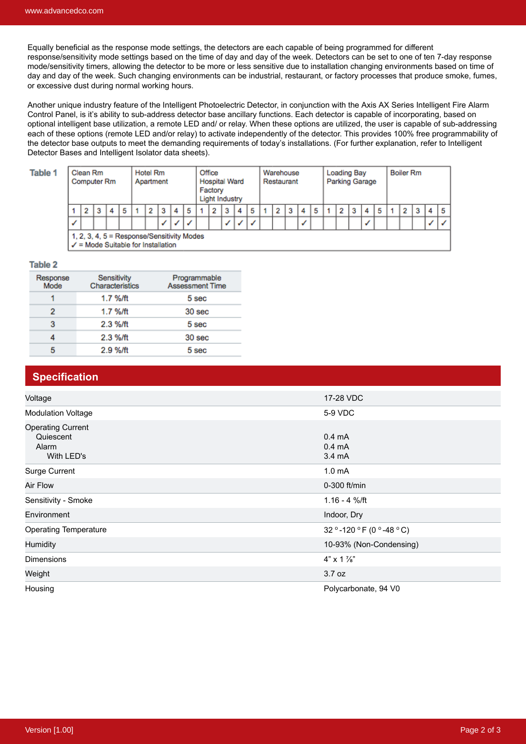Equally beneficial as the response mode settings, the detectors are each capable of being programmed for different response/sensitivity mode settings based on the time of day and day of the week. Detectors can be set to one of ten 7-day response mode/sensitivity timers, allowing the detector to be more or less sensitive due to installation changing environments based on time of day and day of the week. Such changing environments can be industrial, restaurant, or factory processes that produce smoke, fumes, or excessive dust during normal working hours.

Another unique industry feature of the Intelligent Photoelectric Detector, in conjunction with the Axis AX Series Intelligent Fire Alarm Control Panel, is it's ability to sub-address detector base ancillary functions. Each detector is capable of incorporating, based on optional intelligent base utilization, a remote LED and/ or relay. When these options are utilized, the user is capable of sub-addressing each of these options (remote LED and/or relay) to activate independently of the detector. This provides 100% free programmability of the detector base outputs to meet the demanding requirements of today's installations. (For further explanation, refer to Intelligent Detector Bases and Intelligent Isolator data sheets).

**Table 1**

| Clean Rm Computer Rm | | | | | Hotel Rm Apartment | | | | | Office Hospital Ward Factory Light Industry | | | | | Warehouse Restaurant | | | | | Loading Bay Parking Garage | | | | | Boiler Rm | | | | |
|---|---|---|---|---|---|---|---|---|---|---|---|---|---|---|---|---|---|---|---|---|---|---|---|---|---|---|---|---|---|
| 1 | 2 | 3 | 4 | 5 | 1 | 2 | 3 | 4 | 5 | 1 | 2 | 3 | 4 | 5 | 1 | 2 | 3 | 4 | 5 | 1 | 2 | 3 | 4 | 5 | 1 | 2 | 3 | 4 | 5 |
| ✓ | | | | | | | ✓ | ✓ | ✓ | | | ✓ | ✓ | ✓ | | | | ✓ | | | | | ✓ | | | | | ✓ | ✓ |

1, 2, 3, 4, 5 = Response/Sensitivity Modes
✓ = Mode Suitable for Installation

**Table 2**

| Response Mode | Sensitivity Characteristics | Programmable Assessment Time |
|---|---|---|
| 1 | 1.7 %/ft | 5 sec |
| 2 | 1.7 %/ft | 30 sec |
| 3 | 2.3 %/ft | 5 sec |
| 4 | 2.3 %/ft | 30 sec |
| 5 | 2.9 %/ft | 5 sec |

## Specification

| | |
|---|---|
| Voltage | 17-28 VDC |
| Modulation Voltage | 5-9 VDC |
| Operating Current | |
| Quiescent | 0.4 mA |
| Alarm | 0.4 mA |
| With LED's | 3.4 mA |
| Surge Current | 1.0 mA |
| Air Flow | 0-300 ft/min |
| Sensitivity - Smoke | 1.16 - 4 %/ft |
| Environment | Indoor, Dry |
| Operating Temperature | 32 °-120 °F (0 °-48 °C) |
| Humidity | 10-93% (Non-Condensing) |
| Dimensions | 4" x 1 ⅞" |
| Weight | 3.7 oz |
| Housing | Polycarbonate, 94 V0 |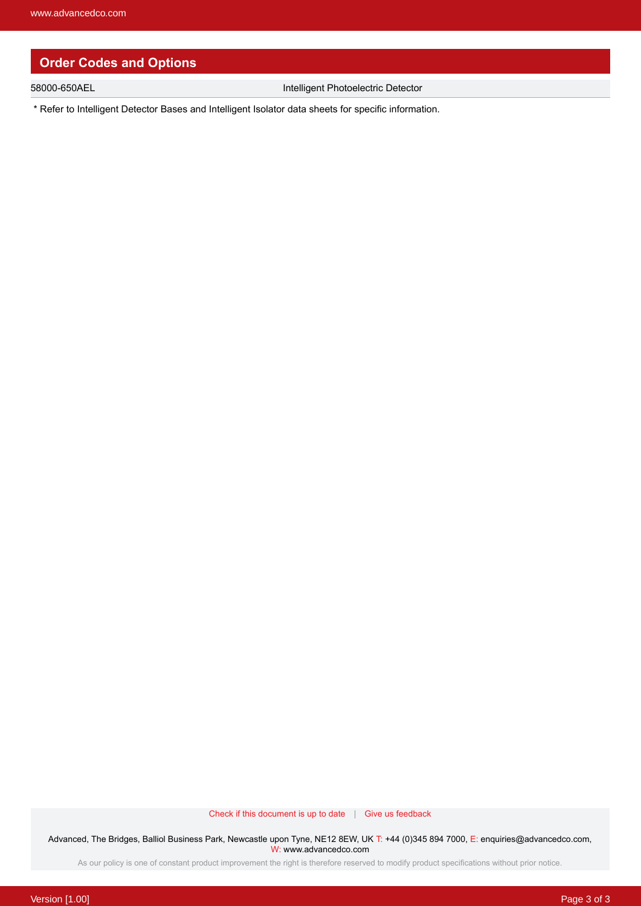## Order Codes and Options

| | |
|---|---|
| 58000-650AEL | Intelligent Photoelectric Detector |

* Refer to Intelligent Detector Bases and Intelligent Isolator data sheets for specific information.

Check if this document is up to date | Give us feedback

Advanced, The Bridges, Balliol Business Park, Newcastle upon Tyne, NE12 8EW, UK T: +44 (0)345 894 7000, E: enquiries@advancedco.com, W: www.advancedco.com

As our policy is one of constant product improvement the right is therefore reserved to modify product specifications without prior notice.

Version [1.00]